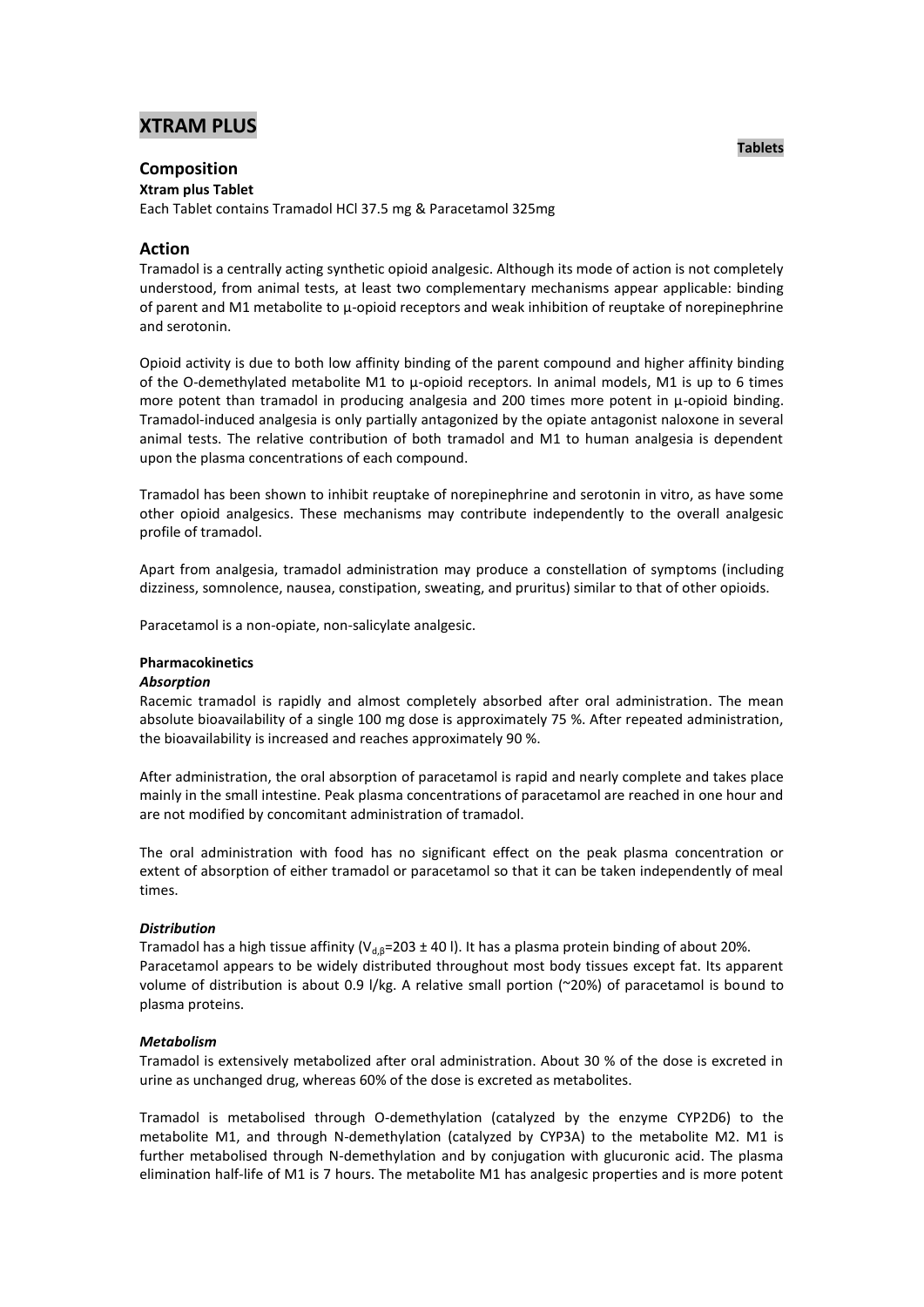# XTRAM PLUS

**Tablets**

## Composition

**Xtram plus Tablet**

Each Tablet contains Tramadol HCl 37.5 mg & Paracetamol 325mg

## Action

Tramadol is a centrally acting synthetic opioid analgesic. Although its mode of action is not completely understood, from animal tests, at least two complementary mechanisms appear applicable: binding of parent and M1 metabolite to µ-opioid receptors and weak inhibition of reuptake of norepinephrine and serotonin.

Opioid activity is due to both low affinity binding of the parent compound and higher affinity binding of the O-demethylated metabolite M1 to µ-opioid receptors. In animal models, M1 is up to 6 times more potent than tramadol in producing analgesia and 200 times more potent in µ-opioid binding. Tramadol-induced analgesia is only partially antagonized by the opiate antagonist naloxone in several animal tests. The relative contribution of both tramadol and M1 to human analgesia is dependent upon the plasma concentrations of each compound.

Tramadol has been shown to inhibit reuptake of norepinephrine and serotonin in vitro, as have some other opioid analgesics. These mechanisms may contribute independently to the overall analgesic profile of tramadol.

Apart from analgesia, tramadol administration may produce a constellation of symptoms (including dizziness, somnolence, nausea, constipation, sweating, and pruritus) similar to that of other opioids.

Paracetamol is a non-opiate, non-salicylate analgesic.

### Pharmacokinetics

***Absorption***

Racemic tramadol is rapidly and almost completely absorbed after oral administration. The mean absolute bioavailability of a single 100 mg dose is approximately 75 %. After repeated administration, the bioavailability is increased and reaches approximately 90 %.

After administration, the oral absorption of paracetamol is rapid and nearly complete and takes place mainly in the small intestine. Peak plasma concentrations of paracetamol are reached in one hour and are not modified by concomitant administration of tramadol.

The oral administration with food has no significant effect on the peak plasma concentration or extent of absorption of either tramadol or paracetamol so that it can be taken independently of meal times.

***Distribution***

Tramadol has a high tissue affinity ($V_{d,\beta}$=203 ± 40 l). It has a plasma protein binding of about 20%.
Paracetamol appears to be widely distributed throughout most body tissues except fat. Its apparent volume of distribution is about 0.9 l/kg. A relative small portion (~20%) of paracetamol is bound to plasma proteins.

***Metabolism***

Tramadol is extensively metabolized after oral administration. About 30 % of the dose is excreted in urine as unchanged drug, whereas 60% of the dose is excreted as metabolites.

Tramadol is metabolised through O-demethylation (catalyzed by the enzyme CYP2D6) to the metabolite M1, and through N-demethylation (catalyzed by CYP3A) to the metabolite M2. M1 is further metabolised through N-demethylation and by conjugation with glucuronic acid. The plasma elimination half-life of M1 is 7 hours. The metabolite M1 has analgesic properties and is more potent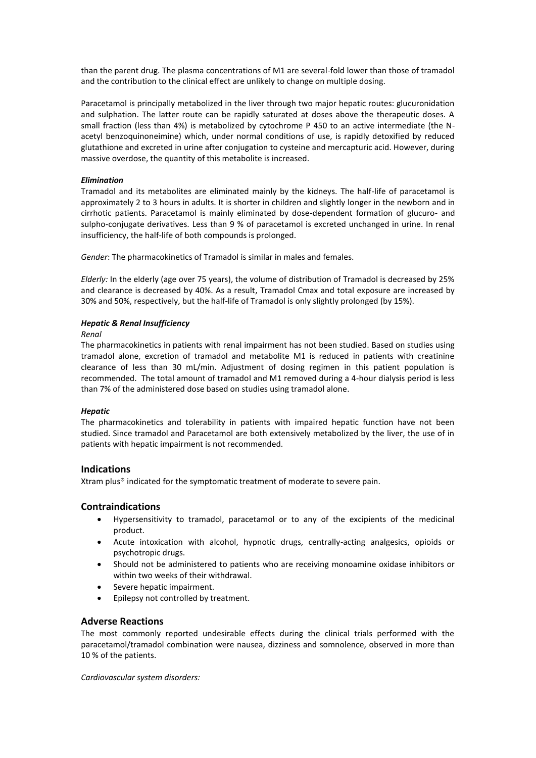than the parent drug. The plasma concentrations of M1 are several-fold lower than those of tramadol and the contribution to the clinical effect are unlikely to change on multiple dosing.

Paracetamol is principally metabolized in the liver through two major hepatic routes: glucuronidation and sulphation. The latter route can be rapidly saturated at doses above the therapeutic doses. A small fraction (less than 4%) is metabolized by cytochrome P 450 to an active intermediate (the N-acetyl benzoquinoneimine) which, under normal conditions of use, is rapidly detoxified by reduced glutathione and excreted in urine after conjugation to cysteine and mercapturic acid. However, during massive overdose, the quantity of this metabolite is increased.

***Elimination***

Tramadol and its metabolites are eliminated mainly by the kidneys. The half-life of paracetamol is approximately 2 to 3 hours in adults. It is shorter in children and slightly longer in the newborn and in cirrhotic patients. Paracetamol is mainly eliminated by dose-dependent formation of glucuro- and sulpho-conjugate derivatives. Less than 9 % of paracetamol is excreted unchanged in urine. In renal insufficiency, the half-life of both compounds is prolonged.

*Gender*: The pharmacokinetics of Tramadol is similar in males and females.

*Elderly:* In the elderly (age over 75 years), the volume of distribution of Tramadol is decreased by 25% and clearance is decreased by 40%. As a result, Tramadol Cmax and total exposure are increased by 30% and 50%, respectively, but the half-life of Tramadol is only slightly prolonged (by 15%).

***Hepatic & Renal Insufficiency***

*Renal*

The pharmacokinetics in patients with renal impairment has not been studied. Based on studies using tramadol alone, excretion of tramadol and metabolite M1 is reduced in patients with creatinine clearance of less than 30 mL/min. Adjustment of dosing regimen in this patient population is recommended. The total amount of tramadol and M1 removed during a 4-hour dialysis period is less than 7% of the administered dose based on studies using tramadol alone.

***Hepatic***

The pharmacokinetics and tolerability in patients with impaired hepatic function have not been studied. Since tramadol and Paracetamol are both extensively metabolized by the liver, the use of in patients with hepatic impairment is not recommended.

## Indications

Xtram plus® indicated for the symptomatic treatment of moderate to severe pain.

## Contraindications

- Hypersensitivity to tramadol, paracetamol or to any of the excipients of the medicinal product.
- Acute intoxication with alcohol, hypnotic drugs, centrally-acting analgesics, opioids or psychotropic drugs.
- Should not be administered to patients who are receiving monoamine oxidase inhibitors or within two weeks of their withdrawal.
- Severe hepatic impairment.
- Epilepsy not controlled by treatment.

## Adverse Reactions

The most commonly reported undesirable effects during the clinical trials performed with the paracetamol/tramadol combination were nausea, dizziness and somnolence, observed in more than 10 % of the patients.

*Cardiovascular system disorders:*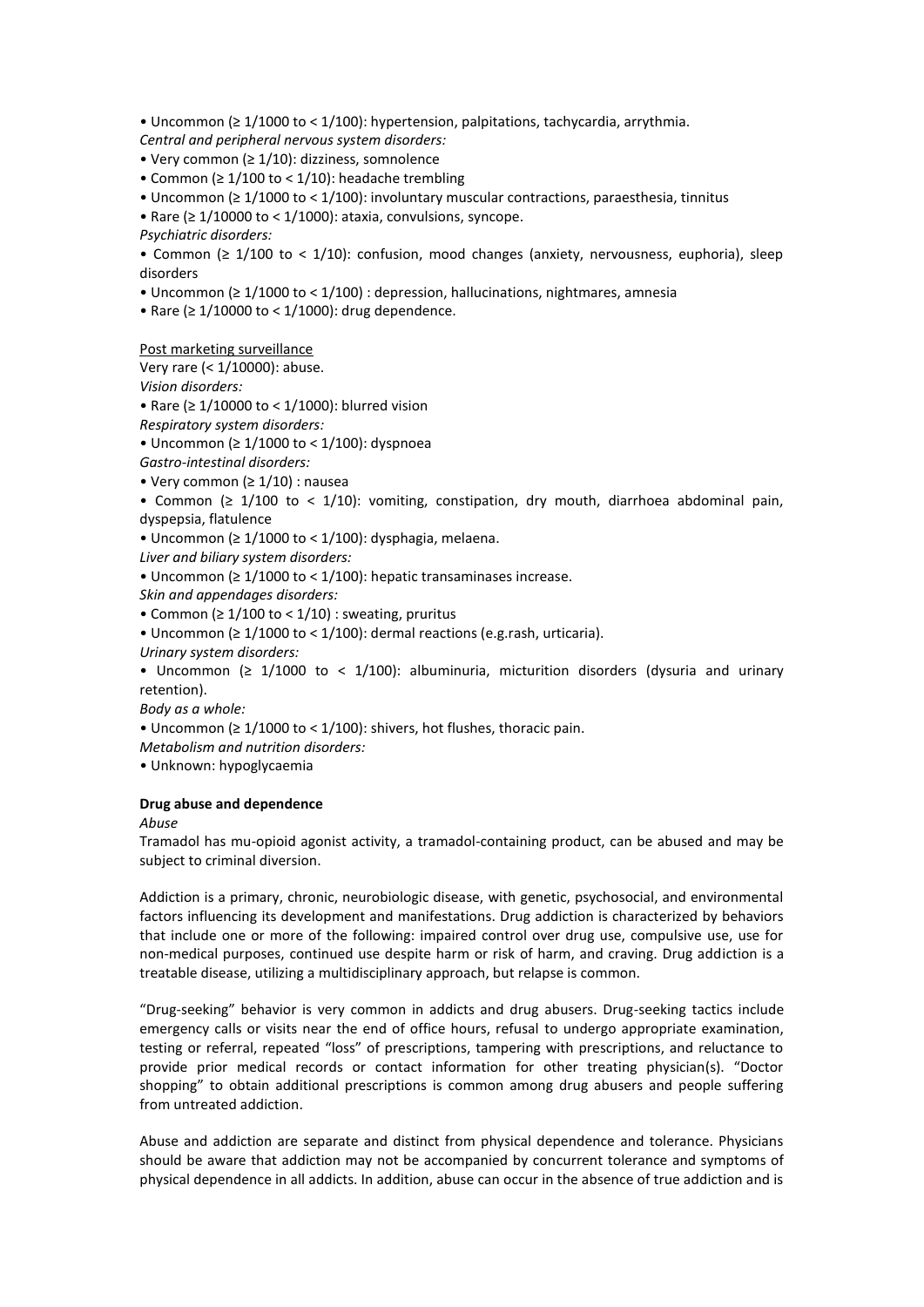• Uncommon (≥ 1/1000 to < 1/100): hypertension, palpitations, tachycardia, arrythmia.

*Central and peripheral nervous system disorders:*

• Very common (≥ 1/10): dizziness, somnolence

• Common (≥ 1/100 to < 1/10): headache trembling

• Uncommon (≥ 1/1000 to < 1/100): involuntary muscular contractions, paraesthesia, tinnitus

• Rare (≥ 1/10000 to < 1/1000): ataxia, convulsions, syncope.

*Psychiatric disorders:*

• Common (≥ 1/100 to < 1/10): confusion, mood changes (anxiety, nervousness, euphoria), sleep disorders

• Uncommon (≥ 1/1000 to < 1/100) : depression, hallucinations, nightmares, amnesia

• Rare (≥ 1/10000 to < 1/1000): drug dependence.

Post marketing surveillance

Very rare (< 1/10000): abuse.

*Vision disorders:*

• Rare (≥ 1/10000 to < 1/1000): blurred vision

*Respiratory system disorders:*

• Uncommon (≥ 1/1000 to < 1/100): dyspnoea

*Gastro-intestinal disorders:*

• Very common (≥ 1/10) : nausea

• Common (≥ 1/100 to < 1/10): vomiting, constipation, dry mouth, diarrhoea abdominal pain, dyspepsia, flatulence

• Uncommon (≥ 1/1000 to < 1/100): dysphagia, melaena.

*Liver and biliary system disorders:*

• Uncommon (≥ 1/1000 to < 1/100): hepatic transaminases increase.

*Skin and appendages disorders:*

• Common (≥ 1/100 to < 1/10) : sweating, pruritus

• Uncommon (≥ 1/1000 to < 1/100): dermal reactions (e.g.rash, urticaria).

*Urinary system disorders:*

• Uncommon (≥ 1/1000 to < 1/100): albuminuria, micturition disorders (dysuria and urinary retention).

*Body as a whole:*

• Uncommon (≥ 1/1000 to < 1/100): shivers, hot flushes, thoracic pain.

*Metabolism and nutrition disorders:*

• Unknown: hypoglycaemia

**Drug abuse and dependence**

*Abuse*

Tramadol has mu-opioid agonist activity, a tramadol-containing product, can be abused and may be subject to criminal diversion.

Addiction is a primary, chronic, neurobiologic disease, with genetic, psychosocial, and environmental factors influencing its development and manifestations. Drug addiction is characterized by behaviors that include one or more of the following: impaired control over drug use, compulsive use, use for non-medical purposes, continued use despite harm or risk of harm, and craving. Drug addiction is a treatable disease, utilizing a multidisciplinary approach, but relapse is common.

"Drug-seeking" behavior is very common in addicts and drug abusers. Drug-seeking tactics include emergency calls or visits near the end of office hours, refusal to undergo appropriate examination, testing or referral, repeated "loss" of prescriptions, tampering with prescriptions, and reluctance to provide prior medical records or contact information for other treating physician(s). "Doctor shopping" to obtain additional prescriptions is common among drug abusers and people suffering from untreated addiction.

Abuse and addiction are separate and distinct from physical dependence and tolerance. Physicians should be aware that addiction may not be accompanied by concurrent tolerance and symptoms of physical dependence in all addicts. In addition, abuse can occur in the absence of true addiction and is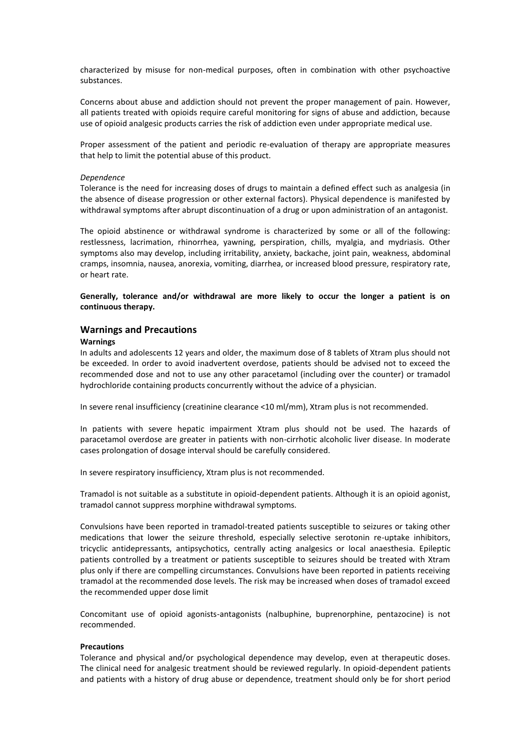characterized by misuse for non-medical purposes, often in combination with other psychoactive substances.

Concerns about abuse and addiction should not prevent the proper management of pain. However, all patients treated with opioids require careful monitoring for signs of abuse and addiction, because use of opioid analgesic products carries the risk of addiction even under appropriate medical use.

Proper assessment of the patient and periodic re-evaluation of therapy are appropriate measures that help to limit the potential abuse of this product.

*Dependence*

Tolerance is the need for increasing doses of drugs to maintain a defined effect such as analgesia (in the absence of disease progression or other external factors). Physical dependence is manifested by withdrawal symptoms after abrupt discontinuation of a drug or upon administration of an antagonist.

The opioid abstinence or withdrawal syndrome is characterized by some or all of the following: restlessness, lacrimation, rhinorrhea, yawning, perspiration, chills, myalgia, and mydriasis. Other symptoms also may develop, including irritability, anxiety, backache, joint pain, weakness, abdominal cramps, insomnia, nausea, anorexia, vomiting, diarrhea, or increased blood pressure, respiratory rate, or heart rate.

**Generally, tolerance and/or withdrawal are more likely to occur the longer a patient is on continuous therapy.**

## Warnings and Precautions

**Warnings**

In adults and adolescents 12 years and older, the maximum dose of 8 tablets of Xtram plus should not be exceeded. In order to avoid inadvertent overdose, patients should be advised not to exceed the recommended dose and not to use any other paracetamol (including over the counter) or tramadol hydrochloride containing products concurrently without the advice of a physician.

In severe renal insufficiency (creatinine clearance <10 ml/mm), Xtram plus is not recommended.

In patients with severe hepatic impairment Xtram plus should not be used. The hazards of paracetamol overdose are greater in patients with non-cirrhotic alcoholic liver disease. In moderate cases prolongation of dosage interval should be carefully considered.

In severe respiratory insufficiency, Xtram plus is not recommended.

Tramadol is not suitable as a substitute in opioid-dependent patients. Although it is an opioid agonist, tramadol cannot suppress morphine withdrawal symptoms.

Convulsions have been reported in tramadol-treated patients susceptible to seizures or taking other medications that lower the seizure threshold, especially selective serotonin re-uptake inhibitors, tricyclic antidepressants, antipsychotics, centrally acting analgesics or local anaesthesia. Epileptic patients controlled by a treatment or patients susceptible to seizures should be treated with Xtram plus only if there are compelling circumstances. Convulsions have been reported in patients receiving tramadol at the recommended dose levels. The risk may be increased when doses of tramadol exceed the recommended upper dose limit

Concomitant use of opioid agonists-antagonists (nalbuphine, buprenorphine, pentazocine) is not recommended.

**Precautions**

Tolerance and physical and/or psychological dependence may develop, even at therapeutic doses. The clinical need for analgesic treatment should be reviewed regularly. In opioid-dependent patients and patients with a history of drug abuse or dependence, treatment should only be for short period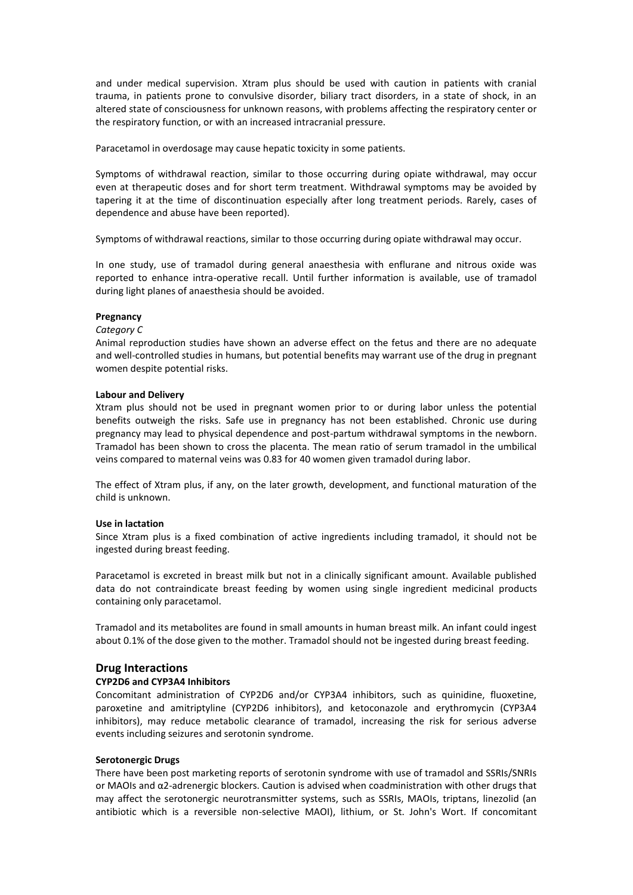and under medical supervision. Xtram plus should be used with caution in patients with cranial trauma, in patients prone to convulsive disorder, biliary tract disorders, in a state of shock, in an altered state of consciousness for unknown reasons, with problems affecting the respiratory center or the respiratory function, or with an increased intracranial pressure.

Paracetamol in overdosage may cause hepatic toxicity in some patients.

Symptoms of withdrawal reaction, similar to those occurring during opiate withdrawal, may occur even at therapeutic doses and for short term treatment. Withdrawal symptoms may be avoided by tapering it at the time of discontinuation especially after long treatment periods. Rarely, cases of dependence and abuse have been reported).

Symptoms of withdrawal reactions, similar to those occurring during opiate withdrawal may occur.

In one study, use of tramadol during general anaesthesia with enflurane and nitrous oxide was reported to enhance intra-operative recall. Until further information is available, use of tramadol during light planes of anaesthesia should be avoided.

**Pregnancy**

*Category C*

Animal reproduction studies have shown an adverse effect on the fetus and there are no adequate and well-controlled studies in humans, but potential benefits may warrant use of the drug in pregnant women despite potential risks.

**Labour and Delivery**

Xtram plus should not be used in pregnant women prior to or during labor unless the potential benefits outweigh the risks. Safe use in pregnancy has not been established. Chronic use during pregnancy may lead to physical dependence and post-partum withdrawal symptoms in the newborn. Tramadol has been shown to cross the placenta. The mean ratio of serum tramadol in the umbilical veins compared to maternal veins was 0.83 for 40 women given tramadol during labor.

The effect of Xtram plus, if any, on the later growth, development, and functional maturation of the child is unknown.

**Use in lactation**

Since Xtram plus is a fixed combination of active ingredients including tramadol, it should not be ingested during breast feeding.

Paracetamol is excreted in breast milk but not in a clinically significant amount. Available published data do not contraindicate breast feeding by women using single ingredient medicinal products containing only paracetamol.

Tramadol and its metabolites are found in small amounts in human breast milk. An infant could ingest about 0.1% of the dose given to the mother. Tramadol should not be ingested during breast feeding.

## Drug Interactions

**CYP2D6 and CYP3A4 Inhibitors**

Concomitant administration of CYP2D6 and/or CYP3A4 inhibitors, such as quinidine, fluoxetine, paroxetine and amitriptyline (CYP2D6 inhibitors), and ketoconazole and erythromycin (CYP3A4 inhibitors), may reduce metabolic clearance of tramadol, increasing the risk for serious adverse events including seizures and serotonin syndrome.

**Serotonergic Drugs**

There have been post marketing reports of serotonin syndrome with use of tramadol and SSRIs/SNRIs or MAOIs and α2-adrenergic blockers. Caution is advised when coadministration with other drugs that may affect the serotonergic neurotransmitter systems, such as SSRIs, MAOIs, triptans, linezolid (an antibiotic which is a reversible non-selective MAOI), lithium, or St. John's Wort. If concomitant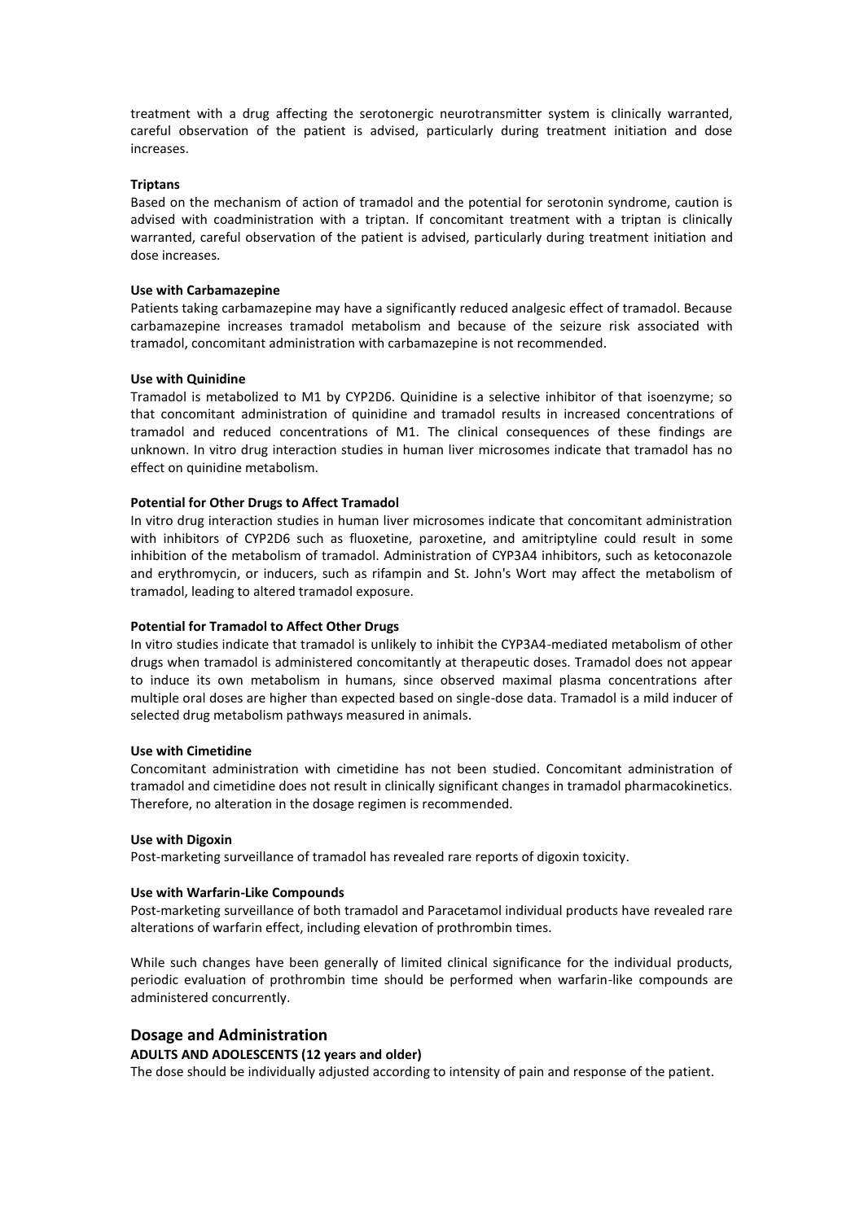treatment with a drug affecting the serotonergic neurotransmitter system is clinically warranted, careful observation of the patient is advised, particularly during treatment initiation and dose increases.

**Triptans**

Based on the mechanism of action of tramadol and the potential for serotonin syndrome, caution is advised with coadministration with a triptan. If concomitant treatment with a triptan is clinically warranted, careful observation of the patient is advised, particularly during treatment initiation and dose increases.

**Use with Carbamazepine**

Patients taking carbamazepine may have a significantly reduced analgesic effect of tramadol. Because carbamazepine increases tramadol metabolism and because of the seizure risk associated with tramadol, concomitant administration with carbamazepine is not recommended.

**Use with Quinidine**

Tramadol is metabolized to M1 by CYP2D6. Quinidine is a selective inhibitor of that isoenzyme; so that concomitant administration of quinidine and tramadol results in increased concentrations of tramadol and reduced concentrations of M1. The clinical consequences of these findings are unknown. In vitro drug interaction studies in human liver microsomes indicate that tramadol has no effect on quinidine metabolism.

**Potential for Other Drugs to Affect Tramadol**

In vitro drug interaction studies in human liver microsomes indicate that concomitant administration with inhibitors of CYP2D6 such as fluoxetine, paroxetine, and amitriptyline could result in some inhibition of the metabolism of tramadol. Administration of CYP3A4 inhibitors, such as ketoconazole and erythromycin, or inducers, such as rifampin and St. John's Wort may affect the metabolism of tramadol, leading to altered tramadol exposure.

**Potential for Tramadol to Affect Other Drugs**

In vitro studies indicate that tramadol is unlikely to inhibit the CYP3A4-mediated metabolism of other drugs when tramadol is administered concomitantly at therapeutic doses. Tramadol does not appear to induce its own metabolism in humans, since observed maximal plasma concentrations after multiple oral doses are higher than expected based on single-dose data. Tramadol is a mild inducer of selected drug metabolism pathways measured in animals.

**Use with Cimetidine**

Concomitant administration with cimetidine has not been studied. Concomitant administration of tramadol and cimetidine does not result in clinically significant changes in tramadol pharmacokinetics. Therefore, no alteration in the dosage regimen is recommended.

**Use with Digoxin**

Post-marketing surveillance of tramadol has revealed rare reports of digoxin toxicity.

**Use with Warfarin-Like Compounds**

Post-marketing surveillance of both tramadol and Paracetamol individual products have revealed rare alterations of warfarin effect, including elevation of prothrombin times.

While such changes have been generally of limited clinical significance for the individual products, periodic evaluation of prothrombin time should be performed when warfarin-like compounds are administered concurrently.

## Dosage and Administration

**ADULTS AND ADOLESCENTS (12 years and older)**

The dose should be individually adjusted according to intensity of pain and response of the patient.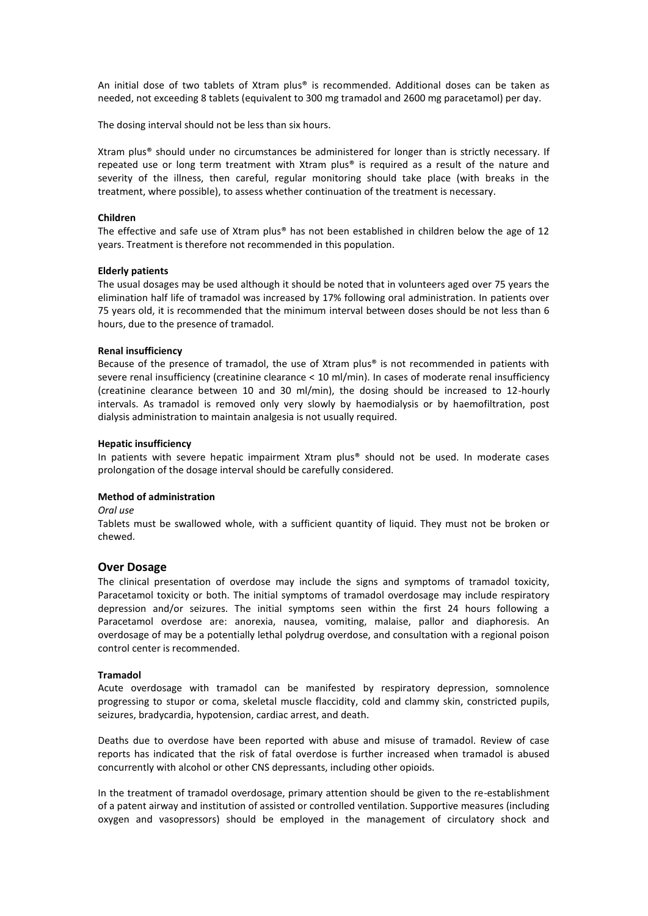An initial dose of two tablets of Xtram plus® is recommended. Additional doses can be taken as needed, not exceeding 8 tablets (equivalent to 300 mg tramadol and 2600 mg paracetamol) per day.

The dosing interval should not be less than six hours.

Xtram plus® should under no circumstances be administered for longer than is strictly necessary. If repeated use or long term treatment with Xtram plus® is required as a result of the nature and severity of the illness, then careful, regular monitoring should take place (with breaks in the treatment, where possible), to assess whether continuation of the treatment is necessary.

**Children**

The effective and safe use of Xtram plus® has not been established in children below the age of 12 years. Treatment is therefore not recommended in this population.

**Elderly patients**

The usual dosages may be used although it should be noted that in volunteers aged over 75 years the elimination half life of tramadol was increased by 17% following oral administration. In patients over 75 years old, it is recommended that the minimum interval between doses should be not less than 6 hours, due to the presence of tramadol.

**Renal insufficiency**

Because of the presence of tramadol, the use of Xtram plus® is not recommended in patients with severe renal insufficiency (creatinine clearance < 10 ml/min). In cases of moderate renal insufficiency (creatinine clearance between 10 and 30 ml/min), the dosing should be increased to 12-hourly intervals. As tramadol is removed only very slowly by haemodialysis or by haemofiltration, post dialysis administration to maintain analgesia is not usually required.

**Hepatic insufficiency**

In patients with severe hepatic impairment Xtram plus® should not be used. In moderate cases prolongation of the dosage interval should be carefully considered.

**Method of administration**

*Oral use*

Tablets must be swallowed whole, with a sufficient quantity of liquid. They must not be broken or chewed.

## Over Dosage

The clinical presentation of overdose may include the signs and symptoms of tramadol toxicity, Paracetamol toxicity or both. The initial symptoms of tramadol overdosage may include respiratory depression and/or seizures. The initial symptoms seen within the first 24 hours following a Paracetamol overdose are: anorexia, nausea, vomiting, malaise, pallor and diaphoresis. An overdosage of may be a potentially lethal polydrug overdose, and consultation with a regional poison control center is recommended.

**Tramadol**

Acute overdosage with tramadol can be manifested by respiratory depression, somnolence progressing to stupor or coma, skeletal muscle flaccidity, cold and clammy skin, constricted pupils, seizures, bradycardia, hypotension, cardiac arrest, and death.

Deaths due to overdose have been reported with abuse and misuse of tramadol. Review of case reports has indicated that the risk of fatal overdose is further increased when tramadol is abused concurrently with alcohol or other CNS depressants, including other opioids.

In the treatment of tramadol overdosage, primary attention should be given to the re-establishment of a patent airway and institution of assisted or controlled ventilation. Supportive measures (including oxygen and vasopressors) should be employed in the management of circulatory shock and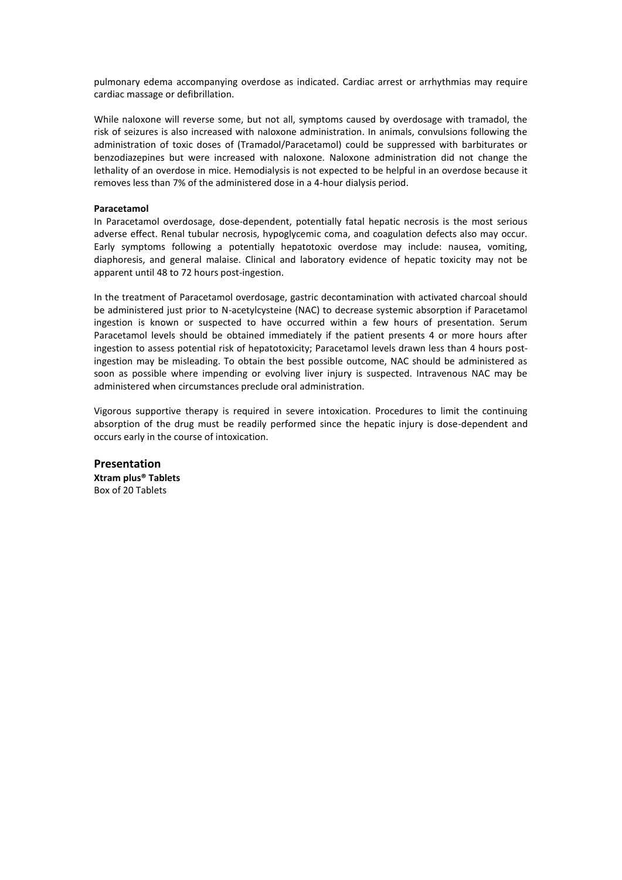pulmonary edema accompanying overdose as indicated. Cardiac arrest or arrhythmias may require cardiac massage or defibrillation.

While naloxone will reverse some, but not all, symptoms caused by overdosage with tramadol, the risk of seizures is also increased with naloxone administration. In animals, convulsions following the administration of toxic doses of (Tramadol/Paracetamol) could be suppressed with barbiturates or benzodiazepines but were increased with naloxone. Naloxone administration did not change the lethality of an overdose in mice. Hemodialysis is not expected to be helpful in an overdose because it removes less than 7% of the administered dose in a 4-hour dialysis period.

**Paracetamol**

In Paracetamol overdosage, dose-dependent, potentially fatal hepatic necrosis is the most serious adverse effect. Renal tubular necrosis, hypoglycemic coma, and coagulation defects also may occur. Early symptoms following a potentially hepatotoxic overdose may include: nausea, vomiting, diaphoresis, and general malaise. Clinical and laboratory evidence of hepatic toxicity may not be apparent until 48 to 72 hours post-ingestion.

In the treatment of Paracetamol overdosage, gastric decontamination with activated charcoal should be administered just prior to N-acetylcysteine (NAC) to decrease systemic absorption if Paracetamol ingestion is known or suspected to have occurred within a few hours of presentation. Serum Paracetamol levels should be obtained immediately if the patient presents 4 or more hours after ingestion to assess potential risk of hepatotoxicity; Paracetamol levels drawn less than 4 hours post-ingestion may be misleading. To obtain the best possible outcome, NAC should be administered as soon as possible where impending or evolving liver injury is suspected. Intravenous NAC may be administered when circumstances preclude oral administration.

Vigorous supportive therapy is required in severe intoxication. Procedures to limit the continuing absorption of the drug must be readily performed since the hepatic injury is dose-dependent and occurs early in the course of intoxication.

## Presentation

**Xtram plus® Tablets**
Box of 20 Tablets